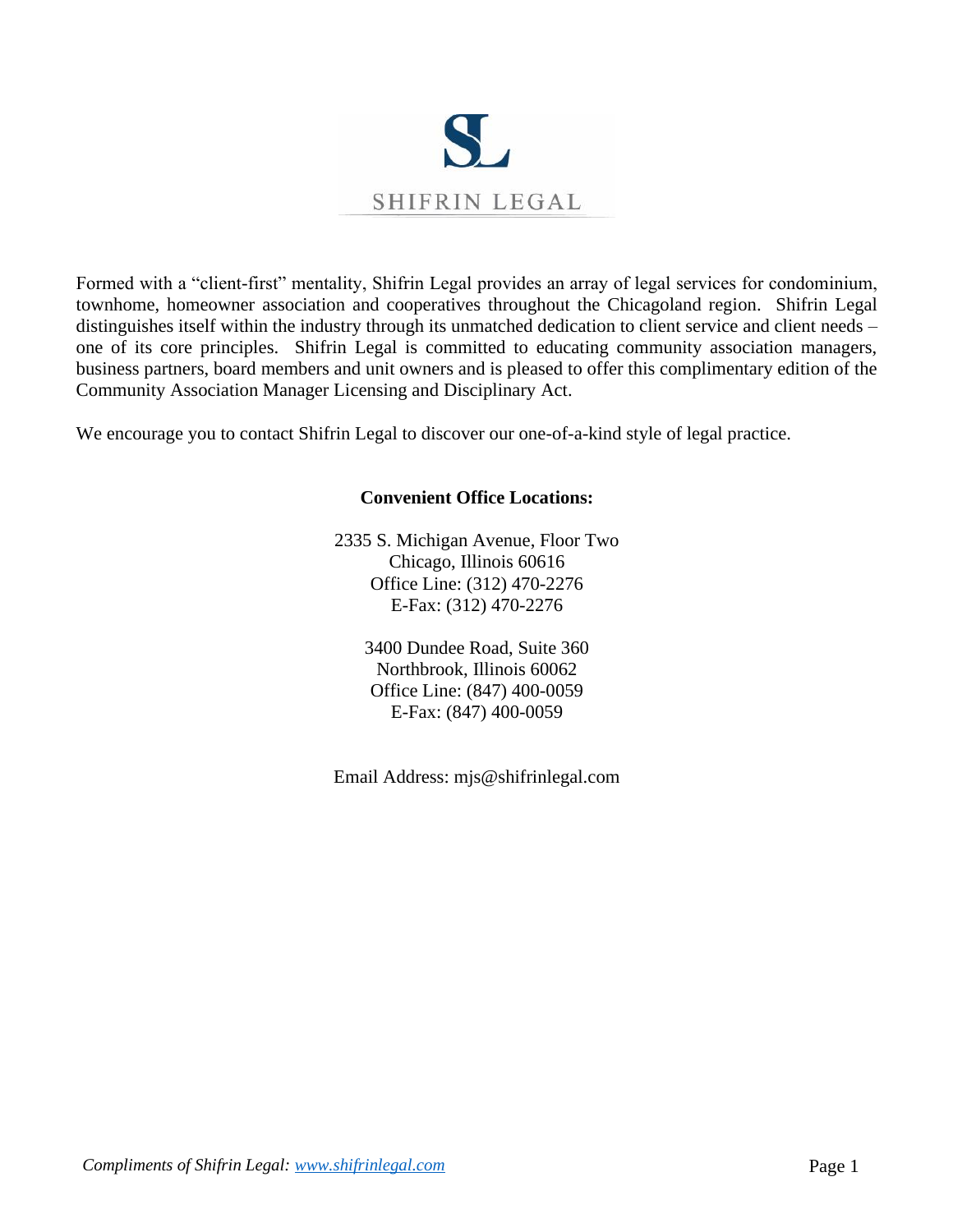SL

SHIFRIN LEGAL

Formed with a "client-first" mentality, Shifrin Legal provides an array of legal services for condominium, townhome, homeowner association and cooperatives throughout the Chicagoland region. Shifrin Legal distinguishes itself within the industry through its unmatched dedication to client service and client needs – one of its core principles. Shifrin Legal is committed to educating community association managers, business partners, board members and unit owners and is pleased to offer this complimentary edition of the Community Association Manager Licensing and Disciplinary Act.

We encourage you to contact Shifrin Legal to discover our one-of-a-kind style of legal practice.

**Convenient Office Locations:**

2335 S. Michigan Avenue, Floor Two
Chicago, Illinois 60616
Office Line: (312) 470-2276
E-Fax: (312) 470-2276

3400 Dundee Road, Suite 360
Northbrook, Illinois 60062
Office Line: (847) 400-0059
E-Fax: (847) 400-0059

Email Address: mjs@shifrinlegal.com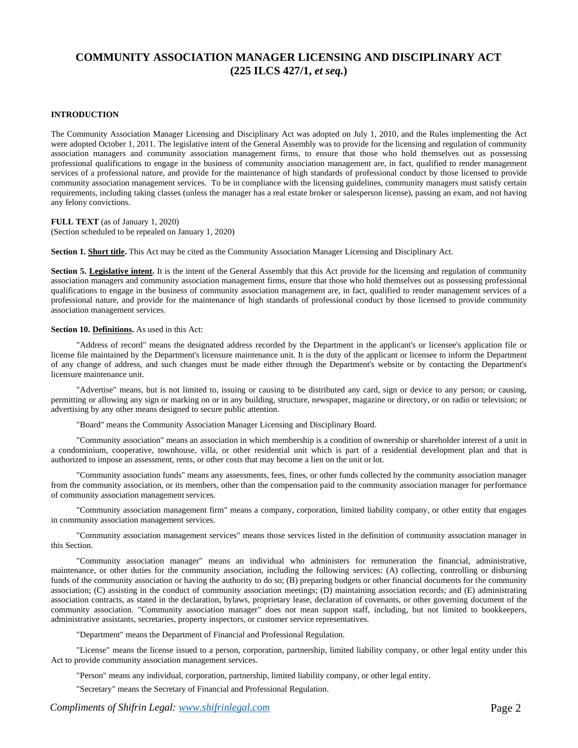# COMMUNITY ASSOCIATION MANAGER LICENSING AND DISCIPLINARY ACT (225 ILCS 427/1, *et seq.*)

**INTRODUCTION**

The Community Association Manager Licensing and Disciplinary Act was adopted on July 1, 2010, and the Rules implementing the Act were adopted October 1, 2011. The legislative intent of the General Assembly was to provide for the licensing and regulation of community association managers and community association management firms, to ensure that those who hold themselves out as possessing professional qualifications to engage in the business of community association management are, in fact, qualified to render management services of a professional nature, and provide for the maintenance of high standards of professional conduct by those licensed to provide community association management services. To be in compliance with the licensing guidelines, community managers must satisfy certain requirements, including taking classes (unless the manager has a real estate broker or salesperson license), passing an exam, and not having any felony convictions.

**FULL TEXT** (as of January 1, 2020)
(Section scheduled to be repealed on January 1, 2020)

**Section 1. Short title.** This Act may be cited as the Community Association Manager Licensing and Disciplinary Act.

**Section 5. Legislative intent.** It is the intent of the General Assembly that this Act provide for the licensing and regulation of community association managers and community association management firms, ensure that those who hold themselves out as possessing professional qualifications to engage in the business of community association management are, in fact, qualified to render management services of a professional nature, and provide for the maintenance of high standards of professional conduct by those licensed to provide community association management services.

**Section 10. Definitions.** As used in this Act:

"Address of record" means the designated address recorded by the Department in the applicant's or licensee's application file or license file maintained by the Department's licensure maintenance unit. It is the duty of the applicant or licensee to inform the Department of any change of address, and such changes must be made either through the Department's website or by contacting the Department's licensure maintenance unit.

"Advertise" means, but is not limited to, issuing or causing to be distributed any card, sign or device to any person; or causing, permitting or allowing any sign or marking on or in any building, structure, newspaper, magazine or directory, or on radio or television; or advertising by any other means designed to secure public attention.

"Board" means the Community Association Manager Licensing and Disciplinary Board.

"Community association" means an association in which membership is a condition of ownership or shareholder interest of a unit in a condominium, cooperative, townhouse, villa, or other residential unit which is part of a residential development plan and that is authorized to impose an assessment, rents, or other costs that may become a lien on the unit or lot.

"Community association funds" means any assessments, fees, fines, or other funds collected by the community association manager from the community association, or its members, other than the compensation paid to the community association manager for performance of community association management services.

"Community association management firm" means a company, corporation, limited liability company, or other entity that engages in community association management services.

"Community association management services" means those services listed in the definition of community association manager in this Section.

"Community association manager" means an individual who administers for remuneration the financial, administrative, maintenance, or other duties for the community association, including the following services: (A) collecting, controlling or disbursing funds of the community association or having the authority to do so; (B) preparing budgets or other financial documents for the community association; (C) assisting in the conduct of community association meetings; (D) maintaining association records; and (E) administrating association contracts, as stated in the declaration, bylaws, proprietary lease, declaration of covenants, or other governing document of the community association. "Community association manager" does not mean support staff, including, but not limited to bookkeepers, administrative assistants, secretaries, property inspectors, or customer service representatives.

"Department" means the Department of Financial and Professional Regulation.

"License" means the license issued to a person, corporation, partnership, limited liability company, or other legal entity under this Act to provide community association management services.

"Person" means any individual, corporation, partnership, limited liability company, or other legal entity.

"Secretary" means the Secretary of Financial and Professional Regulation.

*Compliments of Shifrin Legal: www.shifrinlegal.com*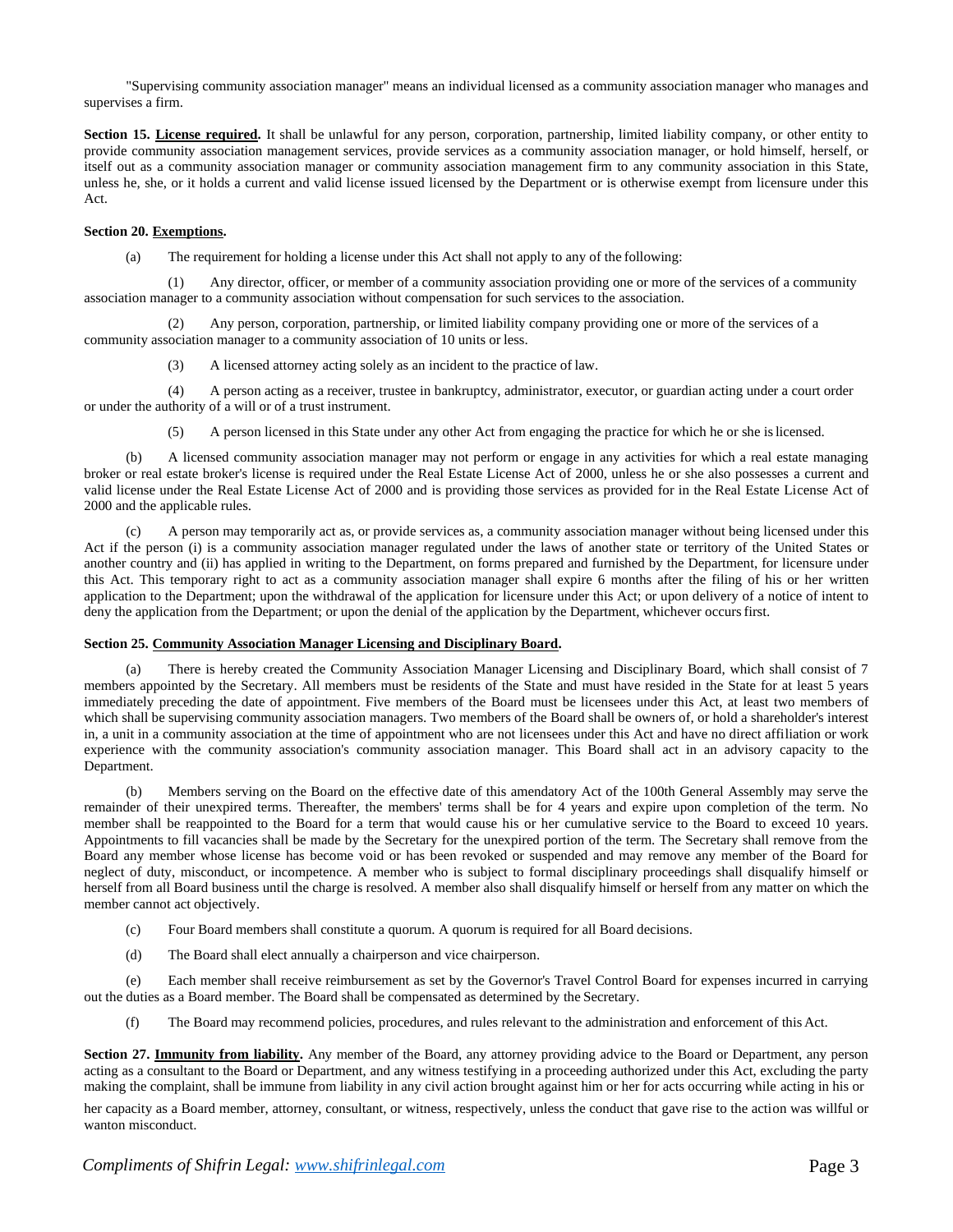"Supervising community association manager" means an individual licensed as a community association manager who manages and supervises a firm.

**Section 15. License required.** It shall be unlawful for any person, corporation, partnership, limited liability company, or other entity to provide community association management services, provide services as a community association manager, or hold himself, herself, or itself out as a community association manager or community association management firm to any community association in this State, unless he, she, or it holds a current and valid license issued licensed by the Department or is otherwise exempt from licensure under this Act.

**Section 20. Exemptions.**

(a) The requirement for holding a license under this Act shall not apply to any of the following:

(1) Any director, officer, or member of a community association providing one or more of the services of a community association manager to a community association without compensation for such services to the association.

(2) Any person, corporation, partnership, or limited liability company providing one or more of the services of a community association manager to a community association of 10 units or less.

(3) A licensed attorney acting solely as an incident to the practice of law.

(4) A person acting as a receiver, trustee in bankruptcy, administrator, executor, or guardian acting under a court order or under the authority of a will or of a trust instrument.

(5) A person licensed in this State under any other Act from engaging the practice for which he or she is licensed.

(b) A licensed community association manager may not perform or engage in any activities for which a real estate managing broker or real estate broker's license is required under the Real Estate License Act of 2000, unless he or she also possesses a current and valid license under the Real Estate License Act of 2000 and is providing those services as provided for in the Real Estate License Act of 2000 and the applicable rules.

(c) A person may temporarily act as, or provide services as, a community association manager without being licensed under this Act if the person (i) is a community association manager regulated under the laws of another state or territory of the United States or another country and (ii) has applied in writing to the Department, on forms prepared and furnished by the Department, for licensure under this Act. This temporary right to act as a community association manager shall expire 6 months after the filing of his or her written application to the Department; upon the withdrawal of the application for licensure under this Act; or upon delivery of a notice of intent to deny the application from the Department; or upon the denial of the application by the Department, whichever occurs first.

**Section 25. Community Association Manager Licensing and Disciplinary Board.**

(a) There is hereby created the Community Association Manager Licensing and Disciplinary Board, which shall consist of 7 members appointed by the Secretary. All members must be residents of the State and must have resided in the State for at least 5 years immediately preceding the date of appointment. Five members of the Board must be licensees under this Act, at least two members of which shall be supervising community association managers. Two members of the Board shall be owners of, or hold a shareholder's interest in, a unit in a community association at the time of appointment who are not licensees under this Act and have no direct affiliation or work experience with the community association's community association manager. This Board shall act in an advisory capacity to the Department.

(b) Members serving on the Board on the effective date of this amendatory Act of the 100th General Assembly may serve the remainder of their unexpired terms. Thereafter, the members' terms shall be for 4 years and expire upon completion of the term. No member shall be reappointed to the Board for a term that would cause his or her cumulative service to the Board to exceed 10 years. Appointments to fill vacancies shall be made by the Secretary for the unexpired portion of the term. The Secretary shall remove from the Board any member whose license has become void or has been revoked or suspended and may remove any member of the Board for neglect of duty, misconduct, or incompetence. A member who is subject to formal disciplinary proceedings shall disqualify himself or herself from all Board business until the charge is resolved. A member also shall disqualify himself or herself from any matter on which the member cannot act objectively.

(c) Four Board members shall constitute a quorum. A quorum is required for all Board decisions.

(d) The Board shall elect annually a chairperson and vice chairperson.

(e) Each member shall receive reimbursement as set by the Governor's Travel Control Board for expenses incurred in carrying out the duties as a Board member. The Board shall be compensated as determined by the Secretary.

(f) The Board may recommend policies, procedures, and rules relevant to the administration and enforcement of this Act.

**Section 27. Immunity from liability.** Any member of the Board, any attorney providing advice to the Board or Department, any person acting as a consultant to the Board or Department, and any witness testifying in a proceeding authorized under this Act, excluding the party making the complaint, shall be immune from liability in any civil action brought against him or her for acts occurring while acting in his or her capacity as a Board member, attorney, consultant, or witness, respectively, unless the conduct that gave rise to the action was willful or wanton misconduct.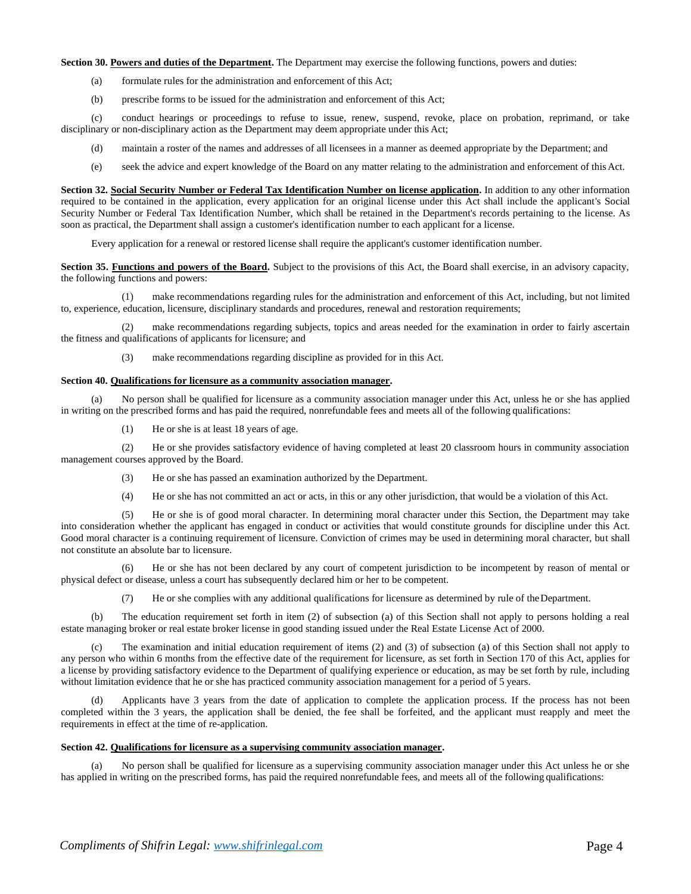**Section 30. <u>Powers and duties of the Department</u>.** The Department may exercise the following functions, powers and duties:

(a) formulate rules for the administration and enforcement of this Act;

(b) prescribe forms to be issued for the administration and enforcement of this Act;

(c) conduct hearings or proceedings to refuse to issue, renew, suspend, revoke, place on probation, reprimand, or take disciplinary or non-disciplinary action as the Department may deem appropriate under this Act;

(d) maintain a roster of the names and addresses of all licensees in a manner as deemed appropriate by the Department; and

(e) seek the advice and expert knowledge of the Board on any matter relating to the administration and enforcement of this Act.

**Section 32. <u>Social Security Number or Federal Tax Identification Number on license application</u>.** In addition to any other information required to be contained in the application, every application for an original license under this Act shall include the applicant's Social Security Number or Federal Tax Identification Number, which shall be retained in the Department's records pertaining to the license. As soon as practical, the Department shall assign a customer's identification number to each applicant for a license.

Every application for a renewal or restored license shall require the applicant's customer identification number.

**Section 35. <u>Functions and powers of the Board</u>.** Subject to the provisions of this Act, the Board shall exercise, in an advisory capacity, the following functions and powers:

(1) make recommendations regarding rules for the administration and enforcement of this Act, including, but not limited to, experience, education, licensure, disciplinary standards and procedures, renewal and restoration requirements;

(2) make recommendations regarding subjects, topics and areas needed for the examination in order to fairly ascertain the fitness and qualifications of applicants for licensure; and

(3) make recommendations regarding discipline as provided for in this Act.

**Section 40. <u>Qualifications for licensure as a community association manager</u>.**

(a) No person shall be qualified for licensure as a community association manager under this Act, unless he or she has applied in writing on the prescribed forms and has paid the required, nonrefundable fees and meets all of the following qualifications:

(1) He or she is at least 18 years of age.

(2) He or she provides satisfactory evidence of having completed at least 20 classroom hours in community association management courses approved by the Board.

(3) He or she has passed an examination authorized by the Department.

(4) He or she has not committed an act or acts, in this or any other jurisdiction, that would be a violation of this Act.

(5) He or she is of good moral character. In determining moral character under this Section, the Department may take into consideration whether the applicant has engaged in conduct or activities that would constitute grounds for discipline under this Act. Good moral character is a continuing requirement of licensure. Conviction of crimes may be used in determining moral character, but shall not constitute an absolute bar to licensure.

(6) He or she has not been declared by any court of competent jurisdiction to be incompetent by reason of mental or physical defect or disease, unless a court has subsequently declared him or her to be competent.

(7) He or she complies with any additional qualifications for licensure as determined by rule of the Department.

(b) The education requirement set forth in item (2) of subsection (a) of this Section shall not apply to persons holding a real estate managing broker or real estate broker license in good standing issued under the Real Estate License Act of 2000.

(c) The examination and initial education requirement of items (2) and (3) of subsection (a) of this Section shall not apply to any person who within 6 months from the effective date of the requirement for licensure, as set forth in Section 170 of this Act, applies for a license by providing satisfactory evidence to the Department of qualifying experience or education, as may be set forth by rule, including without limitation evidence that he or she has practiced community association management for a period of 5 years.

(d) Applicants have 3 years from the date of application to complete the application process. If the process has not been completed within the 3 years, the application shall be denied, the fee shall be forfeited, and the applicant must reapply and meet the requirements in effect at the time of re-application.

**Section 42. <u>Qualifications for licensure as a supervising community association manager</u>.**

(a) No person shall be qualified for licensure as a supervising community association manager under this Act unless he or she has applied in writing on the prescribed forms, has paid the required nonrefundable fees, and meets all of the following qualifications: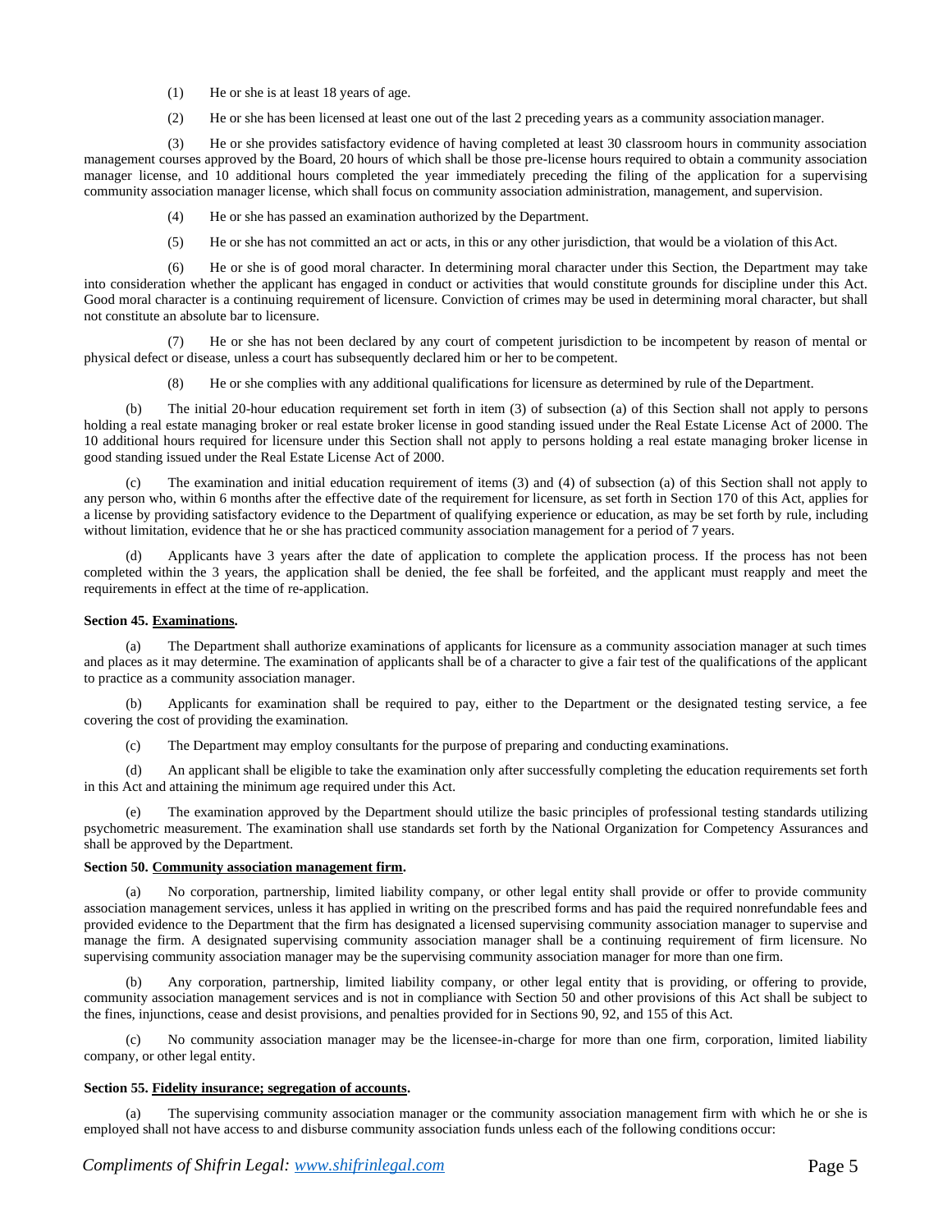(1) He or she is at least 18 years of age.

(2) He or she has been licensed at least one out of the last 2 preceding years as a community association manager.

(3) He or she provides satisfactory evidence of having completed at least 30 classroom hours in community association management courses approved by the Board, 20 hours of which shall be those pre-license hours required to obtain a community association manager license, and 10 additional hours completed the year immediately preceding the filing of the application for a supervising community association manager license, which shall focus on community association administration, management, and supervision.

(4) He or she has passed an examination authorized by the Department.

(5) He or she has not committed an act or acts, in this or any other jurisdiction, that would be a violation of this Act.

(6) He or she is of good moral character. In determining moral character under this Section, the Department may take into consideration whether the applicant has engaged in conduct or activities that would constitute grounds for discipline under this Act. Good moral character is a continuing requirement of licensure. Conviction of crimes may be used in determining moral character, but shall not constitute an absolute bar to licensure.

(7) He or she has not been declared by any court of competent jurisdiction to be incompetent by reason of mental or physical defect or disease, unless a court has subsequently declared him or her to be competent.

(8) He or she complies with any additional qualifications for licensure as determined by rule of the Department.

(b) The initial 20-hour education requirement set forth in item (3) of subsection (a) of this Section shall not apply to persons holding a real estate managing broker or real estate broker license in good standing issued under the Real Estate License Act of 2000. The 10 additional hours required for licensure under this Section shall not apply to persons holding a real estate managing broker license in good standing issued under the Real Estate License Act of 2000.

(c) The examination and initial education requirement of items (3) and (4) of subsection (a) of this Section shall not apply to any person who, within 6 months after the effective date of the requirement for licensure, as set forth in Section 170 of this Act, applies for a license by providing satisfactory evidence to the Department of qualifying experience or education, as may be set forth by rule, including without limitation, evidence that he or she has practiced community association management for a period of 7 years.

(d) Applicants have 3 years after the date of application to complete the application process. If the process has not been completed within the 3 years, the application shall be denied, the fee shall be forfeited, and the applicant must reapply and meet the requirements in effect at the time of re-application.

**Section 45. Examinations.**

(a) The Department shall authorize examinations of applicants for licensure as a community association manager at such times and places as it may determine. The examination of applicants shall be of a character to give a fair test of the qualifications of the applicant to practice as a community association manager.

(b) Applicants for examination shall be required to pay, either to the Department or the designated testing service, a fee covering the cost of providing the examination.

(c) The Department may employ consultants for the purpose of preparing and conducting examinations.

(d) An applicant shall be eligible to take the examination only after successfully completing the education requirements set forth in this Act and attaining the minimum age required under this Act.

(e) The examination approved by the Department should utilize the basic principles of professional testing standards utilizing psychometric measurement. The examination shall use standards set forth by the National Organization for Competency Assurances and shall be approved by the Department.

**Section 50. Community association management firm.**

(a) No corporation, partnership, limited liability company, or other legal entity shall provide or offer to provide community association management services, unless it has applied in writing on the prescribed forms and has paid the required nonrefundable fees and provided evidence to the Department that the firm has designated a licensed supervising community association manager to supervise and manage the firm. A designated supervising community association manager shall be a continuing requirement of firm licensure. No supervising community association manager may be the supervising community association manager for more than one firm.

(b) Any corporation, partnership, limited liability company, or other legal entity that is providing, or offering to provide, community association management services and is not in compliance with Section 50 and other provisions of this Act shall be subject to the fines, injunctions, cease and desist provisions, and penalties provided for in Sections 90, 92, and 155 of this Act.

(c) No community association manager may be the licensee-in-charge for more than one firm, corporation, limited liability company, or other legal entity.

**Section 55. Fidelity insurance; segregation of accounts.**

(a) The supervising community association manager or the community association management firm with which he or she is employed shall not have access to and disburse community association funds unless each of the following conditions occur: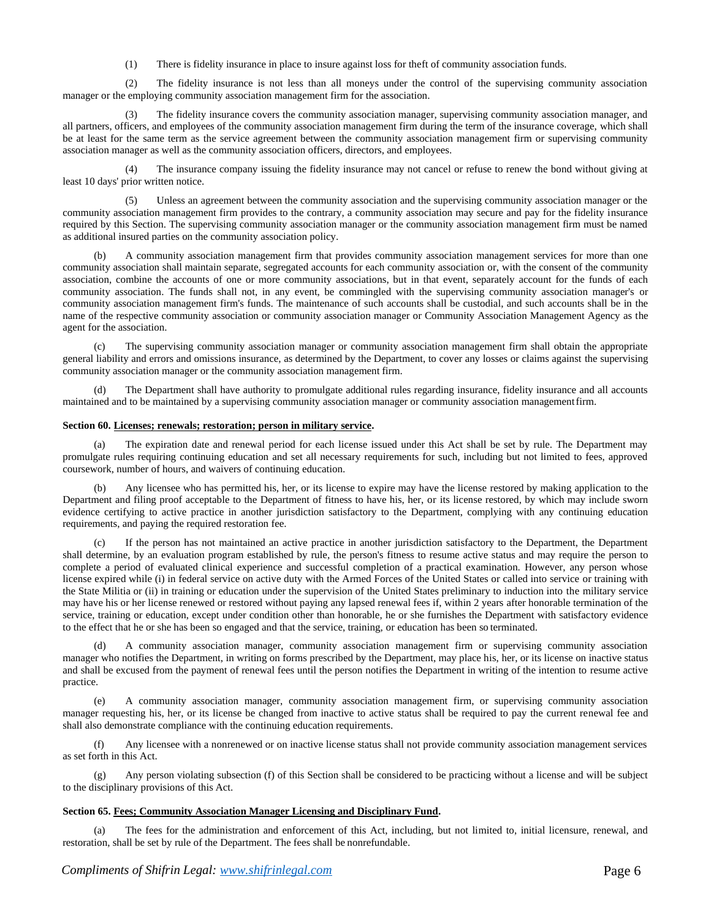(1) There is fidelity insurance in place to insure against loss for theft of community association funds.

(2) The fidelity insurance is not less than all moneys under the control of the supervising community association manager or the employing community association management firm for the association.

(3) The fidelity insurance covers the community association manager, supervising community association manager, and all partners, officers, and employees of the community association management firm during the term of the insurance coverage, which shall be at least for the same term as the service agreement between the community association management firm or supervising community association manager as well as the community association officers, directors, and employees.

(4) The insurance company issuing the fidelity insurance may not cancel or refuse to renew the bond without giving at least 10 days' prior written notice.

(5) Unless an agreement between the community association and the supervising community association manager or the community association management firm provides to the contrary, a community association may secure and pay for the fidelity insurance required by this Section. The supervising community association manager or the community association management firm must be named as additional insured parties on the community association policy.

(b) A community association management firm that provides community association management services for more than one community association shall maintain separate, segregated accounts for each community association or, with the consent of the community association, combine the accounts of one or more community associations, but in that event, separately account for the funds of each community association. The funds shall not, in any event, be commingled with the supervising community association manager's or community association management firm's funds. The maintenance of such accounts shall be custodial, and such accounts shall be in the name of the respective community association or community association manager or Community Association Management Agency as the agent for the association.

(c) The supervising community association manager or community association management firm shall obtain the appropriate general liability and errors and omissions insurance, as determined by the Department, to cover any losses or claims against the supervising community association manager or the community association management firm.

(d) The Department shall have authority to promulgate additional rules regarding insurance, fidelity insurance and all accounts maintained and to be maintained by a supervising community association manager or community association management firm.

**Section 60. Licenses; renewals; restoration; person in military service.**

(a) The expiration date and renewal period for each license issued under this Act shall be set by rule. The Department may promulgate rules requiring continuing education and set all necessary requirements for such, including but not limited to fees, approved coursework, number of hours, and waivers of continuing education.

(b) Any licensee who has permitted his, her, or its license to expire may have the license restored by making application to the Department and filing proof acceptable to the Department of fitness to have his, her, or its license restored, by which may include sworn evidence certifying to active practice in another jurisdiction satisfactory to the Department, complying with any continuing education requirements, and paying the required restoration fee.

(c) If the person has not maintained an active practice in another jurisdiction satisfactory to the Department, the Department shall determine, by an evaluation program established by rule, the person's fitness to resume active status and may require the person to complete a period of evaluated clinical experience and successful completion of a practical examination. However, any person whose license expired while (i) in federal service on active duty with the Armed Forces of the United States or called into service or training with the State Militia or (ii) in training or education under the supervision of the United States preliminary to induction into the military service may have his or her license renewed or restored without paying any lapsed renewal fees if, within 2 years after honorable termination of the service, training or education, except under condition other than honorable, he or she furnishes the Department with satisfactory evidence to the effect that he or she has been so engaged and that the service, training, or education has been so terminated.

(d) A community association manager, community association management firm or supervising community association manager who notifies the Department, in writing on forms prescribed by the Department, may place his, her, or its license on inactive status and shall be excused from the payment of renewal fees until the person notifies the Department in writing of the intention to resume active practice.

(e) A community association manager, community association management firm, or supervising community association manager requesting his, her, or its license be changed from inactive to active status shall be required to pay the current renewal fee and shall also demonstrate compliance with the continuing education requirements.

(f) Any licensee with a nonrenewed or on inactive license status shall not provide community association management services as set forth in this Act.

(g) Any person violating subsection (f) of this Section shall be considered to be practicing without a license and will be subject to the disciplinary provisions of this Act.

**Section 65. Fees; Community Association Manager Licensing and Disciplinary Fund.**

(a) The fees for the administration and enforcement of this Act, including, but not limited to, initial licensure, renewal, and restoration, shall be set by rule of the Department. The fees shall be nonrefundable.

*Compliments of Shifrin Legal: www.shifrinlegal.com*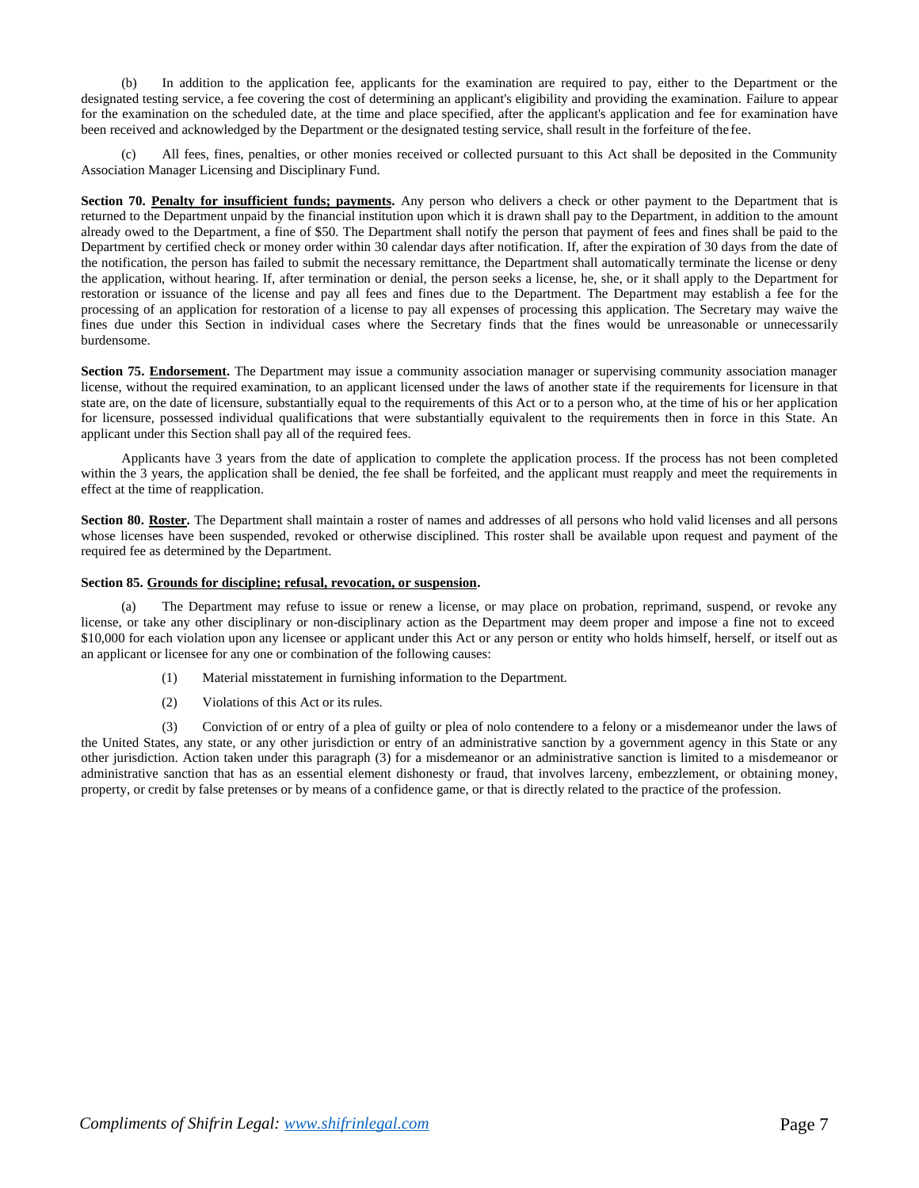(b) In addition to the application fee, applicants for the examination are required to pay, either to the Department or the designated testing service, a fee covering the cost of determining an applicant's eligibility and providing the examination. Failure to appear for the examination on the scheduled date, at the time and place specified, after the applicant's application and fee for examination have been received and acknowledged by the Department or the designated testing service, shall result in the forfeiture of the fee.

(c) All fees, fines, penalties, or other monies received or collected pursuant to this Act shall be deposited in the Community Association Manager Licensing and Disciplinary Fund.

**Section 70. Penalty for insufficient funds; payments.** Any person who delivers a check or other payment to the Department that is returned to the Department unpaid by the financial institution upon which it is drawn shall pay to the Department, in addition to the amount already owed to the Department, a fine of $50. The Department shall notify the person that payment of fees and fines shall be paid to the Department by certified check or money order within 30 calendar days after notification. If, after the expiration of 30 days from the date of the notification, the person has failed to submit the necessary remittance, the Department shall automatically terminate the license or deny the application, without hearing. If, after termination or denial, the person seeks a license, he, she, or it shall apply to the Department for restoration or issuance of the license and pay all fees and fines due to the Department. The Department may establish a fee for the processing of an application for restoration of a license to pay all expenses of processing this application. The Secretary may waive the fines due under this Section in individual cases where the Secretary finds that the fines would be unreasonable or unnecessarily burdensome.

**Section 75. Endorsement.** The Department may issue a community association manager or supervising community association manager license, without the required examination, to an applicant licensed under the laws of another state if the requirements for licensure in that state are, on the date of licensure, substantially equal to the requirements of this Act or to a person who, at the time of his or her application for licensure, possessed individual qualifications that were substantially equivalent to the requirements then in force in this State. An applicant under this Section shall pay all of the required fees.

Applicants have 3 years from the date of application to complete the application process. If the process has not been completed within the 3 years, the application shall be denied, the fee shall be forfeited, and the applicant must reapply and meet the requirements in effect at the time of reapplication.

**Section 80. Roster.** The Department shall maintain a roster of names and addresses of all persons who hold valid licenses and all persons whose licenses have been suspended, revoked or otherwise disciplined. This roster shall be available upon request and payment of the required fee as determined by the Department.

**Section 85. Grounds for discipline; refusal, revocation, or suspension.**

(a) The Department may refuse to issue or renew a license, or may place on probation, reprimand, suspend, or revoke any license, or take any other disciplinary or non-disciplinary action as the Department may deem proper and impose a fine not to exceed $10,000 for each violation upon any licensee or applicant under this Act or any person or entity who holds himself, herself, or itself out as an applicant or licensee for any one or combination of the following causes:

(1) Material misstatement in furnishing information to the Department.

(2) Violations of this Act or its rules.

(3) Conviction of or entry of a plea of guilty or plea of nolo contendere to a felony or a misdemeanor under the laws of the United States, any state, or any other jurisdiction or entry of an administrative sanction by a government agency in this State or any other jurisdiction. Action taken under this paragraph (3) for a misdemeanor or an administrative sanction is limited to a misdemeanor or administrative sanction that has as an essential element dishonesty or fraud, that involves larceny, embezzlement, or obtaining money, property, or credit by false pretenses or by means of a confidence game, or that is directly related to the practice of the profession.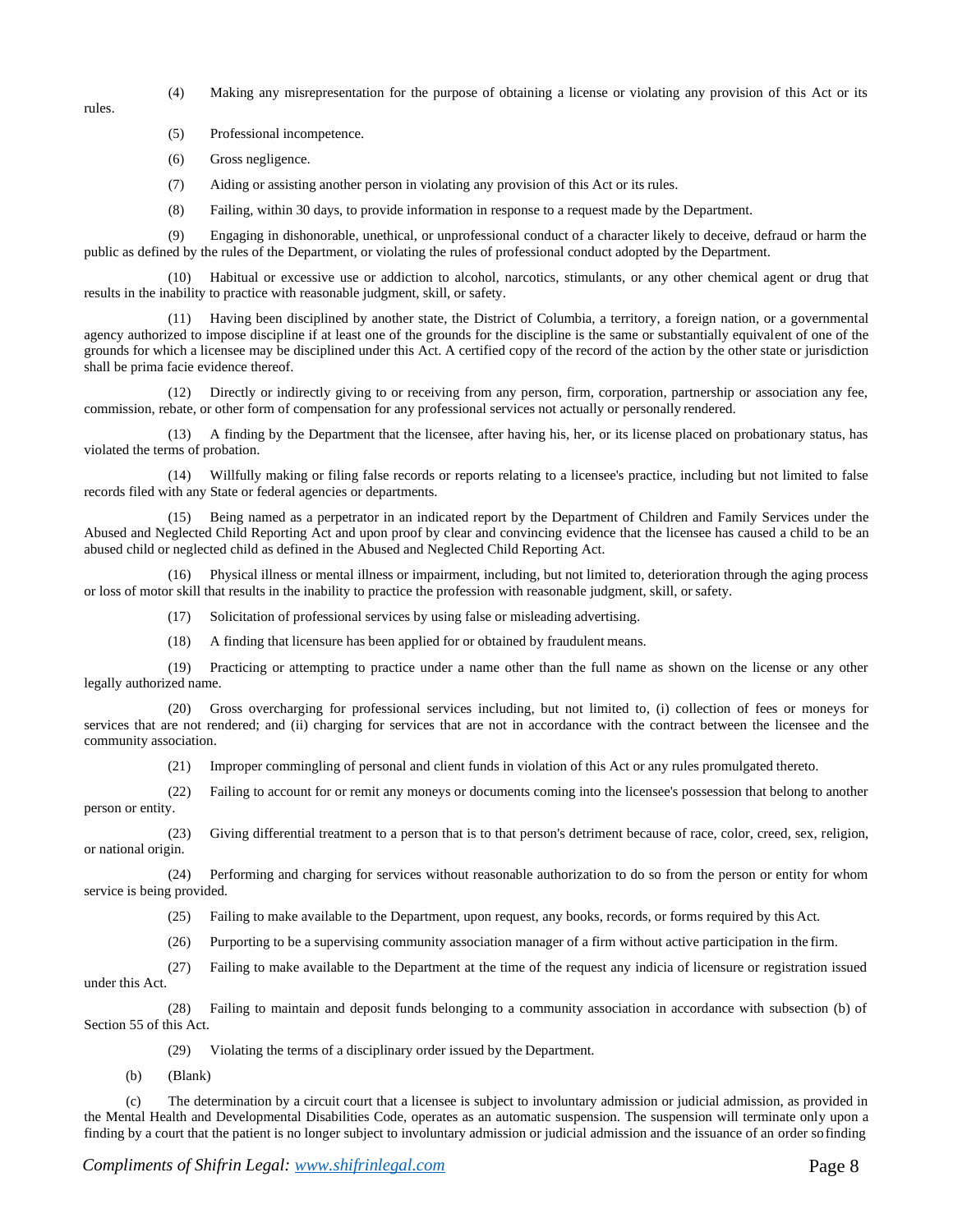(4) Making any misrepresentation for the purpose of obtaining a license or violating any provision of this Act or its rules.

(5) Professional incompetence.

(6) Gross negligence.

(7) Aiding or assisting another person in violating any provision of this Act or its rules.

(8) Failing, within 30 days, to provide information in response to a request made by the Department.

(9) Engaging in dishonorable, unethical, or unprofessional conduct of a character likely to deceive, defraud or harm the public as defined by the rules of the Department, or violating the rules of professional conduct adopted by the Department.

(10) Habitual or excessive use or addiction to alcohol, narcotics, stimulants, or any other chemical agent or drug that results in the inability to practice with reasonable judgment, skill, or safety.

(11) Having been disciplined by another state, the District of Columbia, a territory, a foreign nation, or a governmental agency authorized to impose discipline if at least one of the grounds for the discipline is the same or substantially equivalent of one of the grounds for which a licensee may be disciplined under this Act. A certified copy of the record of the action by the other state or jurisdiction shall be prima facie evidence thereof.

(12) Directly or indirectly giving to or receiving from any person, firm, corporation, partnership or association any fee, commission, rebate, or other form of compensation for any professional services not actually or personally rendered.

(13) A finding by the Department that the licensee, after having his, her, or its license placed on probationary status, has violated the terms of probation.

(14) Willfully making or filing false records or reports relating to a licensee's practice, including but not limited to false records filed with any State or federal agencies or departments.

(15) Being named as a perpetrator in an indicated report by the Department of Children and Family Services under the Abused and Neglected Child Reporting Act and upon proof by clear and convincing evidence that the licensee has caused a child to be an abused child or neglected child as defined in the Abused and Neglected Child Reporting Act.

(16) Physical illness or mental illness or impairment, including, but not limited to, deterioration through the aging process or loss of motor skill that results in the inability to practice the profession with reasonable judgment, skill, or safety.

(17) Solicitation of professional services by using false or misleading advertising.

(18) A finding that licensure has been applied for or obtained by fraudulent means.

(19) Practicing or attempting to practice under a name other than the full name as shown on the license or any other legally authorized name.

(20) Gross overcharging for professional services including, but not limited to, (i) collection of fees or moneys for services that are not rendered; and (ii) charging for services that are not in accordance with the contract between the licensee and the community association.

(21) Improper commingling of personal and client funds in violation of this Act or any rules promulgated thereto.

(22) Failing to account for or remit any moneys or documents coming into the licensee's possession that belong to another person or entity.

(23) Giving differential treatment to a person that is to that person's detriment because of race, color, creed, sex, religion, or national origin.

(24) Performing and charging for services without reasonable authorization to do so from the person or entity for whom service is being provided.

(25) Failing to make available to the Department, upon request, any books, records, or forms required by this Act.

(26) Purporting to be a supervising community association manager of a firm without active participation in the firm.

(27) Failing to make available to the Department at the time of the request any indicia of licensure or registration issued under this Act.

(28) Failing to maintain and deposit funds belonging to a community association in accordance with subsection (b) of Section 55 of this Act.

(29) Violating the terms of a disciplinary order issued by the Department.

(b) (Blank)

(c) The determination by a circuit court that a licensee is subject to involuntary admission or judicial admission, as provided in the Mental Health and Developmental Disabilities Code, operates as an automatic suspension. The suspension will terminate only upon a finding by a court that the patient is no longer subject to involuntary admission or judicial admission and the issuance of an order so finding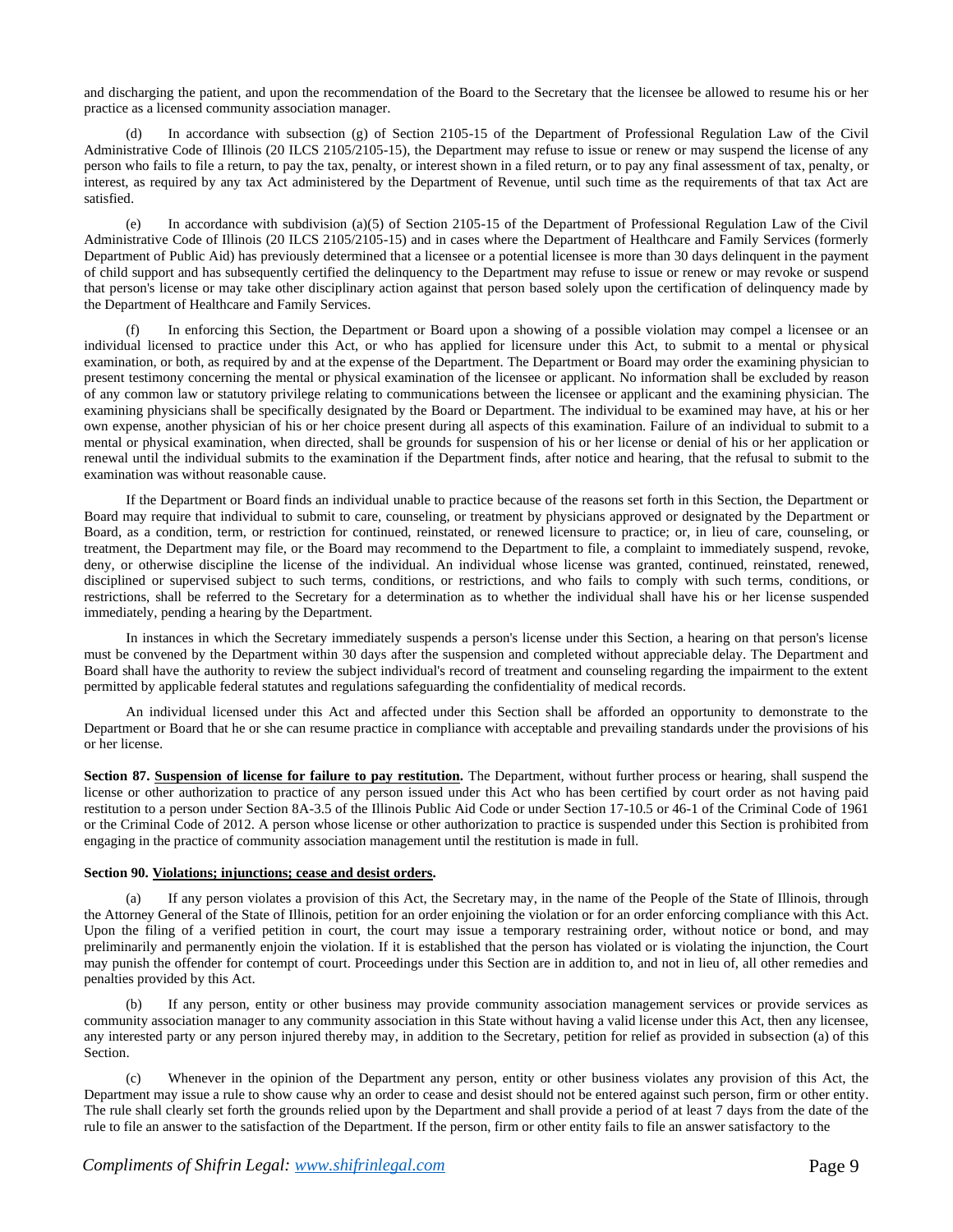and discharging the patient, and upon the recommendation of the Board to the Secretary that the licensee be allowed to resume his or her practice as a licensed community association manager.

(d) In accordance with subsection (g) of Section 2105-15 of the Department of Professional Regulation Law of the Civil Administrative Code of Illinois (20 ILCS 2105/2105-15), the Department may refuse to issue or renew or may suspend the license of any person who fails to file a return, to pay the tax, penalty, or interest shown in a filed return, or to pay any final assessment of tax, penalty, or interest, as required by any tax Act administered by the Department of Revenue, until such time as the requirements of that tax Act are satisfied.

(e) In accordance with subdivision (a)(5) of Section 2105-15 of the Department of Professional Regulation Law of the Civil Administrative Code of Illinois (20 ILCS 2105/2105-15) and in cases where the Department of Healthcare and Family Services (formerly Department of Public Aid) has previously determined that a licensee or a potential licensee is more than 30 days delinquent in the payment of child support and has subsequently certified the delinquency to the Department may refuse to issue or renew or may revoke or suspend that person's license or may take other disciplinary action against that person based solely upon the certification of delinquency made by the Department of Healthcare and Family Services.

(f) In enforcing this Section, the Department or Board upon a showing of a possible violation may compel a licensee or an individual licensed to practice under this Act, or who has applied for licensure under this Act, to submit to a mental or physical examination, or both, as required by and at the expense of the Department. The Department or Board may order the examining physician to present testimony concerning the mental or physical examination of the licensee or applicant. No information shall be excluded by reason of any common law or statutory privilege relating to communications between the licensee or applicant and the examining physician. The examining physicians shall be specifically designated by the Board or Department. The individual to be examined may have, at his or her own expense, another physician of his or her choice present during all aspects of this examination. Failure of an individual to submit to a mental or physical examination, when directed, shall be grounds for suspension of his or her license or denial of his or her application or renewal until the individual submits to the examination if the Department finds, after notice and hearing, that the refusal to submit to the examination was without reasonable cause.

If the Department or Board finds an individual unable to practice because of the reasons set forth in this Section, the Department or Board may require that individual to submit to care, counseling, or treatment by physicians approved or designated by the Department or Board, as a condition, term, or restriction for continued, reinstated, or renewed licensure to practice; or, in lieu of care, counseling, or treatment, the Department may file, or the Board may recommend to the Department to file, a complaint to immediately suspend, revoke, deny, or otherwise discipline the license of the individual. An individual whose license was granted, continued, reinstated, renewed, disciplined or supervised subject to such terms, conditions, or restrictions, and who fails to comply with such terms, conditions, or restrictions, shall be referred to the Secretary for a determination as to whether the individual shall have his or her license suspended immediately, pending a hearing by the Department.

In instances in which the Secretary immediately suspends a person's license under this Section, a hearing on that person's license must be convened by the Department within 30 days after the suspension and completed without appreciable delay. The Department and Board shall have the authority to review the subject individual's record of treatment and counseling regarding the impairment to the extent permitted by applicable federal statutes and regulations safeguarding the confidentiality of medical records.

An individual licensed under this Act and affected under this Section shall be afforded an opportunity to demonstrate to the Department or Board that he or she can resume practice in compliance with acceptable and prevailing standards under the provisions of his or her license.

**Section 87. Suspension of license for failure to pay restitution.** The Department, without further process or hearing, shall suspend the license or other authorization to practice of any person issued under this Act who has been certified by court order as not having paid restitution to a person under Section 8A-3.5 of the Illinois Public Aid Code or under Section 17-10.5 or 46-1 of the Criminal Code of 1961 or the Criminal Code of 2012. A person whose license or other authorization to practice is suspended under this Section is prohibited from engaging in the practice of community association management until the restitution is made in full.

**Section 90. Violations; injunctions; cease and desist orders.**

(a) If any person violates a provision of this Act, the Secretary may, in the name of the People of the State of Illinois, through the Attorney General of the State of Illinois, petition for an order enjoining the violation or for an order enforcing compliance with this Act. Upon the filing of a verified petition in court, the court may issue a temporary restraining order, without notice or bond, and may preliminarily and permanently enjoin the violation. If it is established that the person has violated or is violating the injunction, the Court may punish the offender for contempt of court. Proceedings under this Section are in addition to, and not in lieu of, all other remedies and penalties provided by this Act.

(b) If any person, entity or other business may provide community association management services or provide services as community association manager to any community association in this State without having a valid license under this Act, then any licensee, any interested party or any person injured thereby may, in addition to the Secretary, petition for relief as provided in subsection (a) of this Section.

(c) Whenever in the opinion of the Department any person, entity or other business violates any provision of this Act, the Department may issue a rule to show cause why an order to cease and desist should not be entered against such person, firm or other entity. The rule shall clearly set forth the grounds relied upon by the Department and shall provide a period of at least 7 days from the date of the rule to file an answer to the satisfaction of the Department. If the person, firm or other entity fails to file an answer satisfactory to the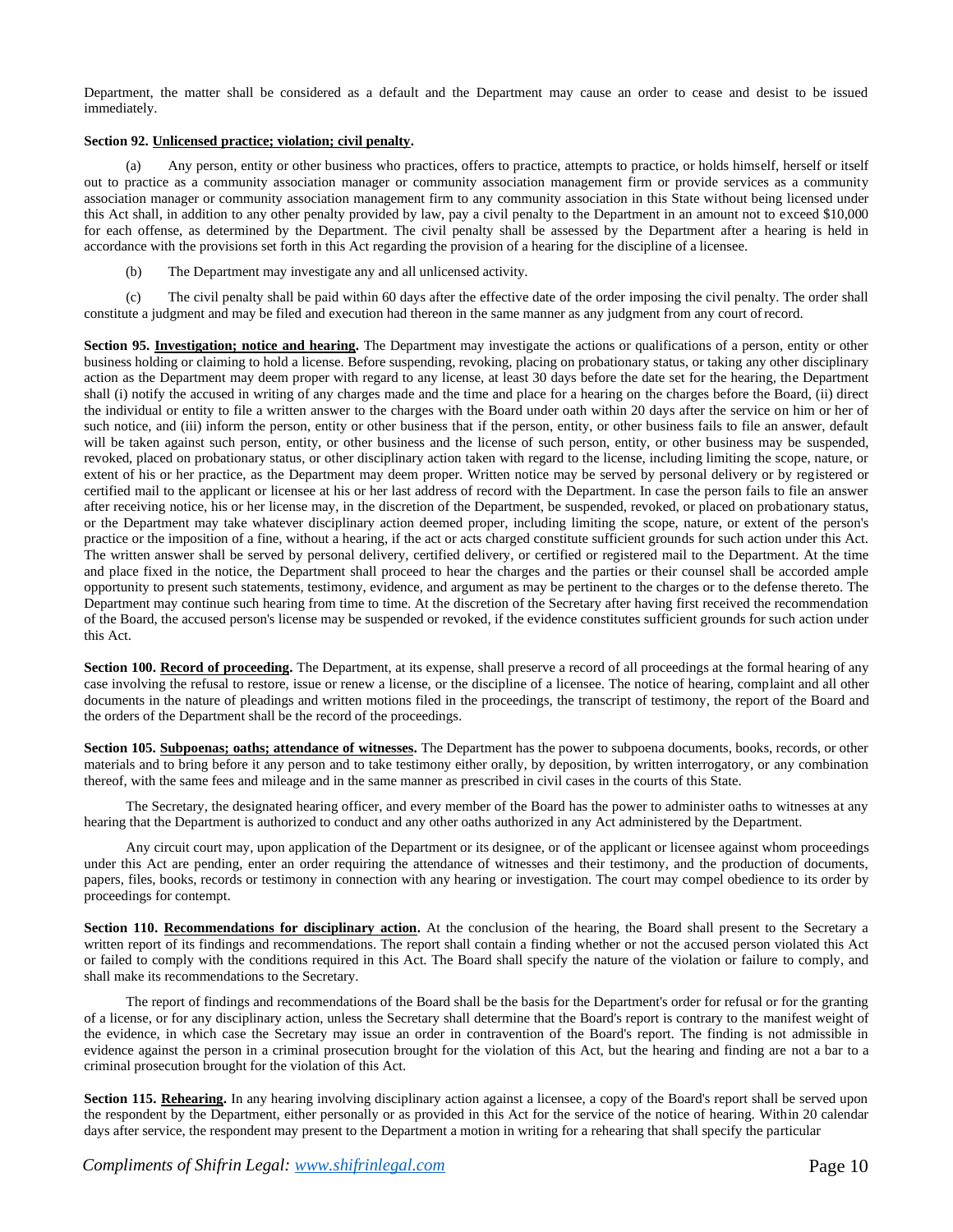Department, the matter shall be considered as a default and the Department may cause an order to cease and desist to be issued immediately.

**Section 92. Unlicensed practice; violation; civil penalty.**

(a) Any person, entity or other business who practices, offers to practice, attempts to practice, or holds himself, herself or itself out to practice as a community association manager or community association management firm or provide services as a community association manager or community association management firm to any community association in this State without being licensed under this Act shall, in addition to any other penalty provided by law, pay a civil penalty to the Department in an amount not to exceed $10,000 for each offense, as determined by the Department. The civil penalty shall be assessed by the Department after a hearing is held in accordance with the provisions set forth in this Act regarding the provision of a hearing for the discipline of a licensee.

(b) The Department may investigate any and all unlicensed activity.

(c) The civil penalty shall be paid within 60 days after the effective date of the order imposing the civil penalty. The order shall constitute a judgment and may be filed and execution had thereon in the same manner as any judgment from any court of record.

**Section 95. Investigation; notice and hearing.** The Department may investigate the actions or qualifications of a person, entity or other business holding or claiming to hold a license. Before suspending, revoking, placing on probationary status, or taking any other disciplinary action as the Department may deem proper with regard to any license, at least 30 days before the date set for the hearing, the Department shall (i) notify the accused in writing of any charges made and the time and place for a hearing on the charges before the Board, (ii) direct the individual or entity to file a written answer to the charges with the Board under oath within 20 days after the service on him or her of such notice, and (iii) inform the person, entity or other business that if the person, entity, or other business fails to file an answer, default will be taken against such person, entity, or other business and the license of such person, entity, or other business may be suspended, revoked, placed on probationary status, or other disciplinary action taken with regard to the license, including limiting the scope, nature, or extent of his or her practice, as the Department may deem proper. Written notice may be served by personal delivery or by registered or certified mail to the applicant or licensee at his or her last address of record with the Department. In case the person fails to file an answer after receiving notice, his or her license may, in the discretion of the Department, be suspended, revoked, or placed on probationary status, or the Department may take whatever disciplinary action deemed proper, including limiting the scope, nature, or extent of the person's practice or the imposition of a fine, without a hearing, if the act or acts charged constitute sufficient grounds for such action under this Act. The written answer shall be served by personal delivery, certified delivery, or certified or registered mail to the Department. At the time and place fixed in the notice, the Department shall proceed to hear the charges and the parties or their counsel shall be accorded ample opportunity to present such statements, testimony, evidence, and argument as may be pertinent to the charges or to the defense thereto. The Department may continue such hearing from time to time. At the discretion of the Secretary after having first received the recommendation of the Board, the accused person's license may be suspended or revoked, if the evidence constitutes sufficient grounds for such action under this Act.

**Section 100. Record of proceeding.** The Department, at its expense, shall preserve a record of all proceedings at the formal hearing of any case involving the refusal to restore, issue or renew a license, or the discipline of a licensee. The notice of hearing, complaint and all other documents in the nature of pleadings and written motions filed in the proceedings, the transcript of testimony, the report of the Board and the orders of the Department shall be the record of the proceedings.

**Section 105. Subpoenas; oaths; attendance of witnesses.** The Department has the power to subpoena documents, books, records, or other materials and to bring before it any person and to take testimony either orally, by deposition, by written interrogatory, or any combination thereof, with the same fees and mileage and in the same manner as prescribed in civil cases in the courts of this State.

The Secretary, the designated hearing officer, and every member of the Board has the power to administer oaths to witnesses at any hearing that the Department is authorized to conduct and any other oaths authorized in any Act administered by the Department.

Any circuit court may, upon application of the Department or its designee, or of the applicant or licensee against whom proceedings under this Act are pending, enter an order requiring the attendance of witnesses and their testimony, and the production of documents, papers, files, books, records or testimony in connection with any hearing or investigation. The court may compel obedience to its order by proceedings for contempt.

**Section 110. Recommendations for disciplinary action.** At the conclusion of the hearing, the Board shall present to the Secretary a written report of its findings and recommendations. The report shall contain a finding whether or not the accused person violated this Act or failed to comply with the conditions required in this Act. The Board shall specify the nature of the violation or failure to comply, and shall make its recommendations to the Secretary.

The report of findings and recommendations of the Board shall be the basis for the Department's order for refusal or for the granting of a license, or for any disciplinary action, unless the Secretary shall determine that the Board's report is contrary to the manifest weight of the evidence, in which case the Secretary may issue an order in contravention of the Board's report. The finding is not admissible in evidence against the person in a criminal prosecution brought for the violation of this Act, but the hearing and finding are not a bar to a criminal prosecution brought for the violation of this Act.

**Section 115. Rehearing.** In any hearing involving disciplinary action against a licensee, a copy of the Board's report shall be served upon the respondent by the Department, either personally or as provided in this Act for the service of the notice of hearing. Within 20 calendar days after service, the respondent may present to the Department a motion in writing for a rehearing that shall specify the particular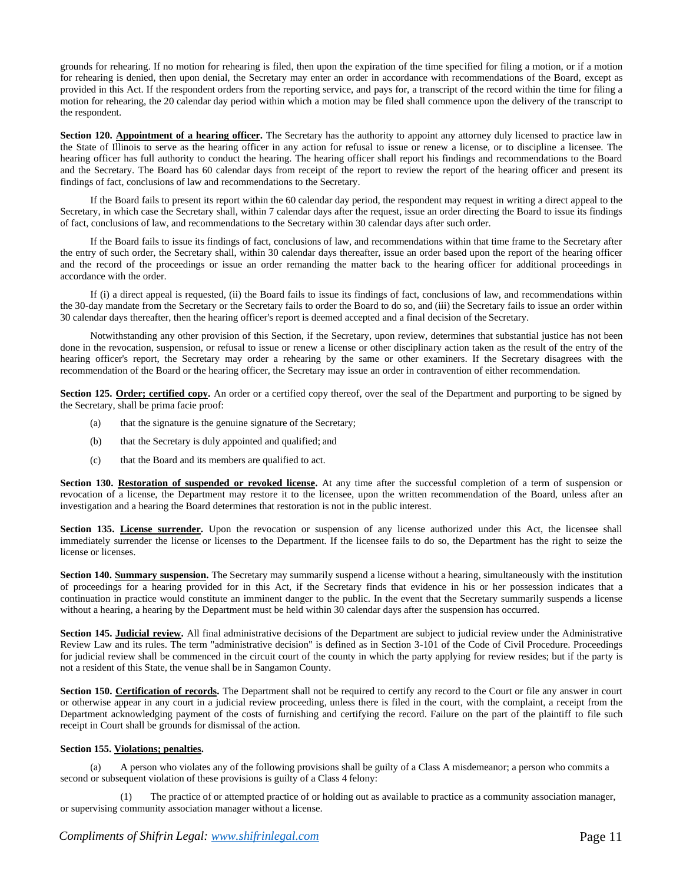grounds for rehearing. If no motion for rehearing is filed, then upon the expiration of the time specified for filing a motion, or if a motion for rehearing is denied, then upon denial, the Secretary may enter an order in accordance with recommendations of the Board, except as provided in this Act. If the respondent orders from the reporting service, and pays for, a transcript of the record within the time for filing a motion for rehearing, the 20 calendar day period within which a motion may be filed shall commence upon the delivery of the transcript to the respondent.

**Section 120. Appointment of a hearing officer.** The Secretary has the authority to appoint any attorney duly licensed to practice law in the State of Illinois to serve as the hearing officer in any action for refusal to issue or renew a license, or to discipline a licensee. The hearing officer has full authority to conduct the hearing. The hearing officer shall report his findings and recommendations to the Board and the Secretary. The Board has 60 calendar days from receipt of the report to review the report of the hearing officer and present its findings of fact, conclusions of law and recommendations to the Secretary.

If the Board fails to present its report within the 60 calendar day period, the respondent may request in writing a direct appeal to the Secretary, in which case the Secretary shall, within 7 calendar days after the request, issue an order directing the Board to issue its findings of fact, conclusions of law, and recommendations to the Secretary within 30 calendar days after such order.

If the Board fails to issue its findings of fact, conclusions of law, and recommendations within that time frame to the Secretary after the entry of such order, the Secretary shall, within 30 calendar days thereafter, issue an order based upon the report of the hearing officer and the record of the proceedings or issue an order remanding the matter back to the hearing officer for additional proceedings in accordance with the order.

If (i) a direct appeal is requested, (ii) the Board fails to issue its findings of fact, conclusions of law, and recommendations within the 30-day mandate from the Secretary or the Secretary fails to order the Board to do so, and (iii) the Secretary fails to issue an order within 30 calendar days thereafter, then the hearing officer's report is deemed accepted and a final decision of the Secretary.

Notwithstanding any other provision of this Section, if the Secretary, upon review, determines that substantial justice has not been done in the revocation, suspension, or refusal to issue or renew a license or other disciplinary action taken as the result of the entry of the hearing officer's report, the Secretary may order a rehearing by the same or other examiners. If the Secretary disagrees with the recommendation of the Board or the hearing officer, the Secretary may issue an order in contravention of either recommendation.

**Section 125. Order; certified copy.** An order or a certified copy thereof, over the seal of the Department and purporting to be signed by the Secretary, shall be prima facie proof:

(a) that the signature is the genuine signature of the Secretary;

(b) that the Secretary is duly appointed and qualified; and

(c) that the Board and its members are qualified to act.

**Section 130. Restoration of suspended or revoked license.** At any time after the successful completion of a term of suspension or revocation of a license, the Department may restore it to the licensee, upon the written recommendation of the Board, unless after an investigation and a hearing the Board determines that restoration is not in the public interest.

**Section 135. License surrender.** Upon the revocation or suspension of any license authorized under this Act, the licensee shall immediately surrender the license or licenses to the Department. If the licensee fails to do so, the Department has the right to seize the license or licenses.

**Section 140. Summary suspension.** The Secretary may summarily suspend a license without a hearing, simultaneously with the institution of proceedings for a hearing provided for in this Act, if the Secretary finds that evidence in his or her possession indicates that a continuation in practice would constitute an imminent danger to the public. In the event that the Secretary summarily suspends a license without a hearing, a hearing by the Department must be held within 30 calendar days after the suspension has occurred.

**Section 145. Judicial review.** All final administrative decisions of the Department are subject to judicial review under the Administrative Review Law and its rules. The term "administrative decision" is defined as in Section 3-101 of the Code of Civil Procedure. Proceedings for judicial review shall be commenced in the circuit court of the county in which the party applying for review resides; but if the party is not a resident of this State, the venue shall be in Sangamon County.

**Section 150. Certification of records.** The Department shall not be required to certify any record to the Court or file any answer in court or otherwise appear in any court in a judicial review proceeding, unless there is filed in the court, with the complaint, a receipt from the Department acknowledging payment of the costs of furnishing and certifying the record. Failure on the part of the plaintiff to file such receipt in Court shall be grounds for dismissal of the action.

**Section 155. Violations; penalties.**

(a) A person who violates any of the following provisions shall be guilty of a Class A misdemeanor; a person who commits a second or subsequent violation of these provisions is guilty of a Class 4 felony:

(1) The practice of or attempted practice of or holding out as available to practice as a community association manager, or supervising community association manager without a license.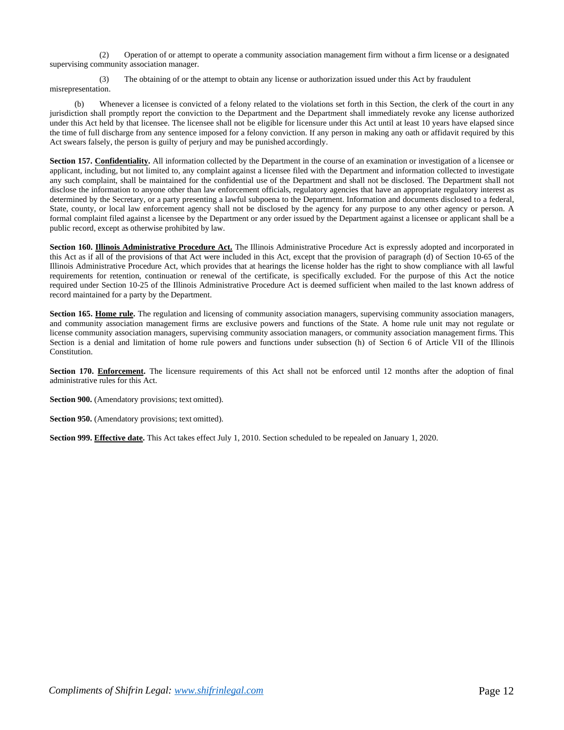(2) Operation of or attempt to operate a community association management firm without a firm license or a designated supervising community association manager.

(3) The obtaining of or the attempt to obtain any license or authorization issued under this Act by fraudulent misrepresentation.

(b) Whenever a licensee is convicted of a felony related to the violations set forth in this Section, the clerk of the court in any jurisdiction shall promptly report the conviction to the Department and the Department shall immediately revoke any license authorized under this Act held by that licensee. The licensee shall not be eligible for licensure under this Act until at least 10 years have elapsed since the time of full discharge from any sentence imposed for a felony conviction. If any person in making any oath or affidavit required by this Act swears falsely, the person is guilty of perjury and may be punished accordingly.

**Section 157. Confidentiality.** All information collected by the Department in the course of an examination or investigation of a licensee or applicant, including, but not limited to, any complaint against a licensee filed with the Department and information collected to investigate any such complaint, shall be maintained for the confidential use of the Department and shall not be disclosed. The Department shall not disclose the information to anyone other than law enforcement officials, regulatory agencies that have an appropriate regulatory interest as determined by the Secretary, or a party presenting a lawful subpoena to the Department. Information and documents disclosed to a federal, State, county, or local law enforcement agency shall not be disclosed by the agency for any purpose to any other agency or person. A formal complaint filed against a licensee by the Department or any order issued by the Department against a licensee or applicant shall be a public record, except as otherwise prohibited by law.

**Section 160. Illinois Administrative Procedure Act.** The Illinois Administrative Procedure Act is expressly adopted and incorporated in this Act as if all of the provisions of that Act were included in this Act, except that the provision of paragraph (d) of Section 10-65 of the Illinois Administrative Procedure Act, which provides that at hearings the license holder has the right to show compliance with all lawful requirements for retention, continuation or renewal of the certificate, is specifically excluded. For the purpose of this Act the notice required under Section 10-25 of the Illinois Administrative Procedure Act is deemed sufficient when mailed to the last known address of record maintained for a party by the Department.

**Section 165. Home rule.** The regulation and licensing of community association managers, supervising community association managers, and community association management firms are exclusive powers and functions of the State. A home rule unit may not regulate or license community association managers, supervising community association managers, or community association management firms. This Section is a denial and limitation of home rule powers and functions under subsection (h) of Section 6 of Article VII of the Illinois Constitution.

**Section 170. Enforcement.** The licensure requirements of this Act shall not be enforced until 12 months after the adoption of final administrative rules for this Act.

**Section 900.** (Amendatory provisions; text omitted).

**Section 950.** (Amendatory provisions; text omitted).

**Section 999. Effective date.** This Act takes effect July 1, 2010. Section scheduled to be repealed on January 1, 2020.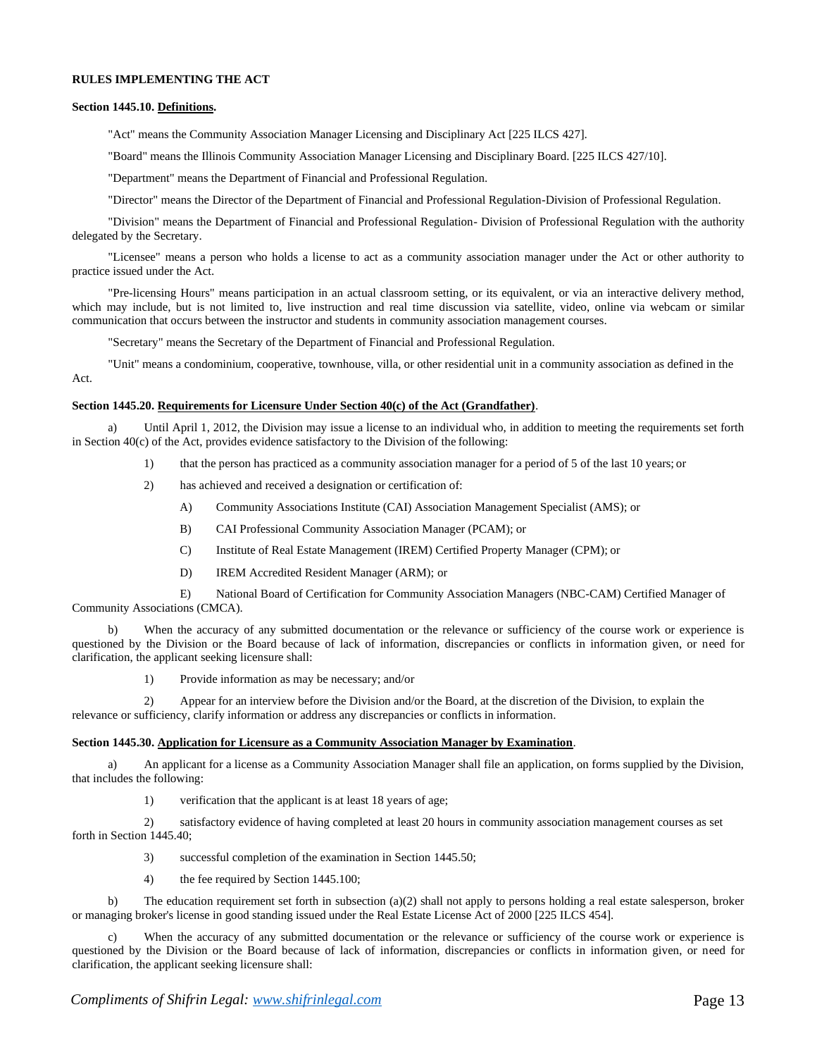**RULES IMPLEMENTING THE ACT**

**Section 1445.10. Definitions.**

"Act" means the Community Association Manager Licensing and Disciplinary Act [225 ILCS 427].

"Board" means the Illinois Community Association Manager Licensing and Disciplinary Board. [225 ILCS 427/10].

"Department" means the Department of Financial and Professional Regulation.

"Director" means the Director of the Department of Financial and Professional Regulation-Division of Professional Regulation.

"Division" means the Department of Financial and Professional Regulation- Division of Professional Regulation with the authority delegated by the Secretary.

"Licensee" means a person who holds a license to act as a community association manager under the Act or other authority to practice issued under the Act.

"Pre-licensing Hours" means participation in an actual classroom setting, or its equivalent, or via an interactive delivery method, which may include, but is not limited to, live instruction and real time discussion via satellite, video, online via webcam or similar communication that occurs between the instructor and students in community association management courses.

"Secretary" means the Secretary of the Department of Financial and Professional Regulation.

"Unit" means a condominium, cooperative, townhouse, villa, or other residential unit in a community association as defined in the Act.

**Section 1445.20. Requirements for Licensure Under Section 40(c) of the Act (Grandfather).**

a) Until April 1, 2012, the Division may issue a license to an individual who, in addition to meeting the requirements set forth in Section 40(c) of the Act, provides evidence satisfactory to the Division of the following:

1) that the person has practiced as a community association manager for a period of 5 of the last 10 years; or

2) has achieved and received a designation or certification of:

A) Community Associations Institute (CAI) Association Management Specialist (AMS); or

B) CAI Professional Community Association Manager (PCAM); or

C) Institute of Real Estate Management (IREM) Certified Property Manager (CPM); or

D) IREM Accredited Resident Manager (ARM); or

E) National Board of Certification for Community Association Managers (NBC-CAM) Certified Manager of Community Associations (CMCA).

b) When the accuracy of any submitted documentation or the relevance or sufficiency of the course work or experience is questioned by the Division or the Board because of lack of information, discrepancies or conflicts in information given, or need for clarification, the applicant seeking licensure shall:

1) Provide information as may be necessary; and/or

2) Appear for an interview before the Division and/or the Board, at the discretion of the Division, to explain the relevance or sufficiency, clarify information or address any discrepancies or conflicts in information.

**Section 1445.30. Application for Licensure as a Community Association Manager by Examination.**

a) An applicant for a license as a Community Association Manager shall file an application, on forms supplied by the Division, that includes the following:

1) verification that the applicant is at least 18 years of age;

2) satisfactory evidence of having completed at least 20 hours in community association management courses as set forth in Section 1445.40;

3) successful completion of the examination in Section 1445.50;

4) the fee required by Section 1445.100;

b) The education requirement set forth in subsection (a)(2) shall not apply to persons holding a real estate salesperson, broker or managing broker's license in good standing issued under the Real Estate License Act of 2000 [225 ILCS 454].

c) When the accuracy of any submitted documentation or the relevance or sufficiency of the course work or experience is questioned by the Division or the Board because of lack of information, discrepancies or conflicts in information given, or need for clarification, the applicant seeking licensure shall: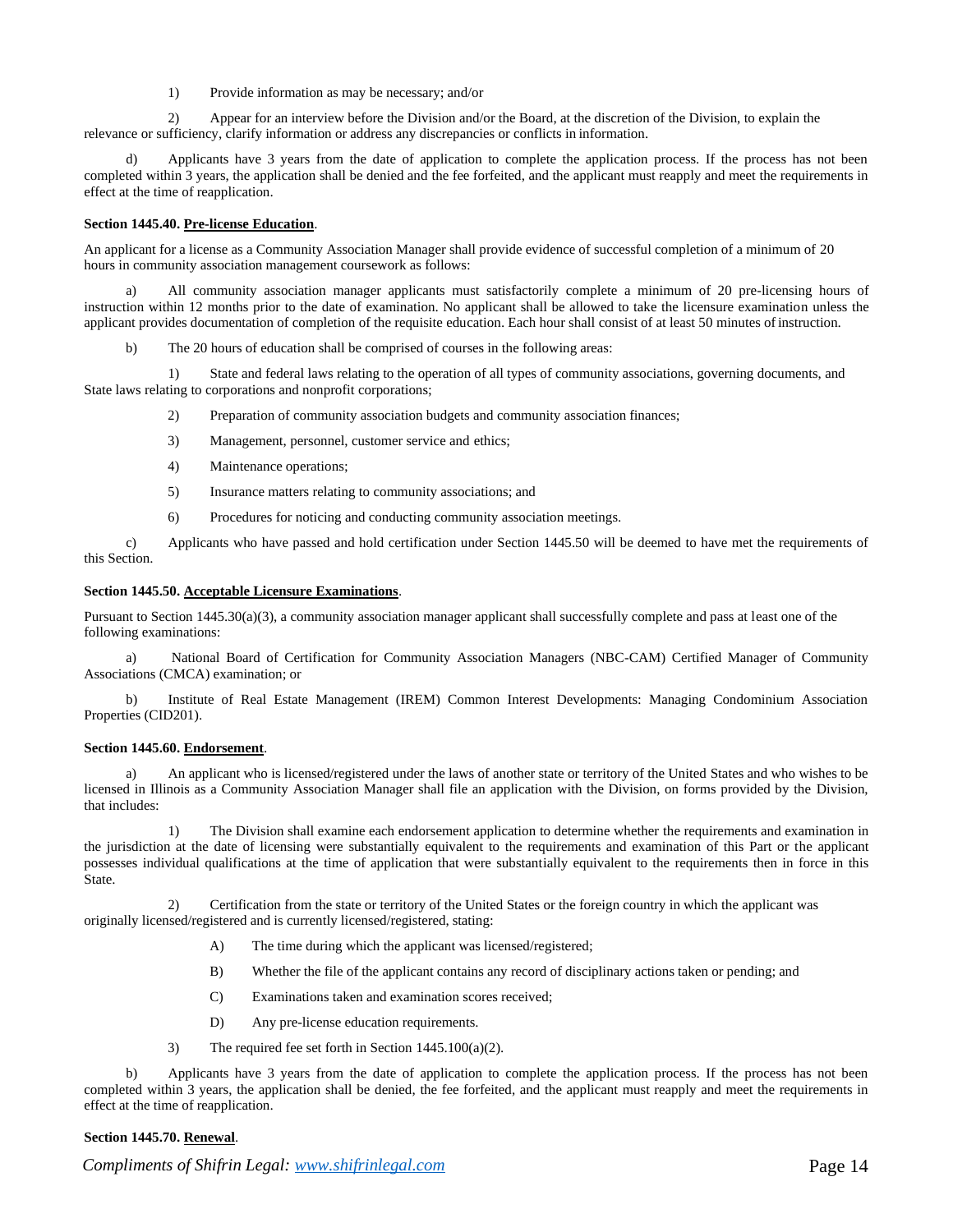1) Provide information as may be necessary; and/or

2) Appear for an interview before the Division and/or the Board, at the discretion of the Division, to explain the relevance or sufficiency, clarify information or address any discrepancies or conflicts in information.

d) Applicants have 3 years from the date of application to complete the application process. If the process has not been completed within 3 years, the application shall be denied and the fee forfeited, and the applicant must reapply and meet the requirements in effect at the time of reapplication.

**Section 1445.40. <u>Pre-license Education</u>.**

An applicant for a license as a Community Association Manager shall provide evidence of successful completion of a minimum of 20 hours in community association management coursework as follows:

a) All community association manager applicants must satisfactorily complete a minimum of 20 pre-licensing hours of instruction within 12 months prior to the date of examination. No applicant shall be allowed to take the licensure examination unless the applicant provides documentation of completion of the requisite education. Each hour shall consist of at least 50 minutes of instruction.

b) The 20 hours of education shall be comprised of courses in the following areas:

1) State and federal laws relating to the operation of all types of community associations, governing documents, and State laws relating to corporations and nonprofit corporations;

2) Preparation of community association budgets and community association finances;

3) Management, personnel, customer service and ethics;

4) Maintenance operations;

5) Insurance matters relating to community associations; and

6) Procedures for noticing and conducting community association meetings.

c) Applicants who have passed and hold certification under Section 1445.50 will be deemed to have met the requirements of this Section.

**Section 1445.50. <u>Acceptable Licensure Examinations</u>.**

Pursuant to Section 1445.30(a)(3), a community association manager applicant shall successfully complete and pass at least one of the following examinations:

a) National Board of Certification for Community Association Managers (NBC-CAM) Certified Manager of Community Associations (CMCA) examination; or

b) Institute of Real Estate Management (IREM) Common Interest Developments: Managing Condominium Association Properties (CID201).

**Section 1445.60. <u>Endorsement</u>.**

a) An applicant who is licensed/registered under the laws of another state or territory of the United States and who wishes to be licensed in Illinois as a Community Association Manager shall file an application with the Division, on forms provided by the Division, that includes:

1) The Division shall examine each endorsement application to determine whether the requirements and examination in the jurisdiction at the date of licensing were substantially equivalent to the requirements and examination of this Part or the applicant possesses individual qualifications at the time of application that were substantially equivalent to the requirements then in force in this State.

2) Certification from the state or territory of the United States or the foreign country in which the applicant was originally licensed/registered and is currently licensed/registered, stating:

A) The time during which the applicant was licensed/registered;

B) Whether the file of the applicant contains any record of disciplinary actions taken or pending; and

C) Examinations taken and examination scores received;

D) Any pre-license education requirements.

3) The required fee set forth in Section 1445.100(a)(2).

b) Applicants have 3 years from the date of application to complete the application process. If the process has not been completed within 3 years, the application shall be denied, the fee forfeited, and the applicant must reapply and meet the requirements in effect at the time of reapplication.

**Section 1445.70. <u>Renewal</u>.**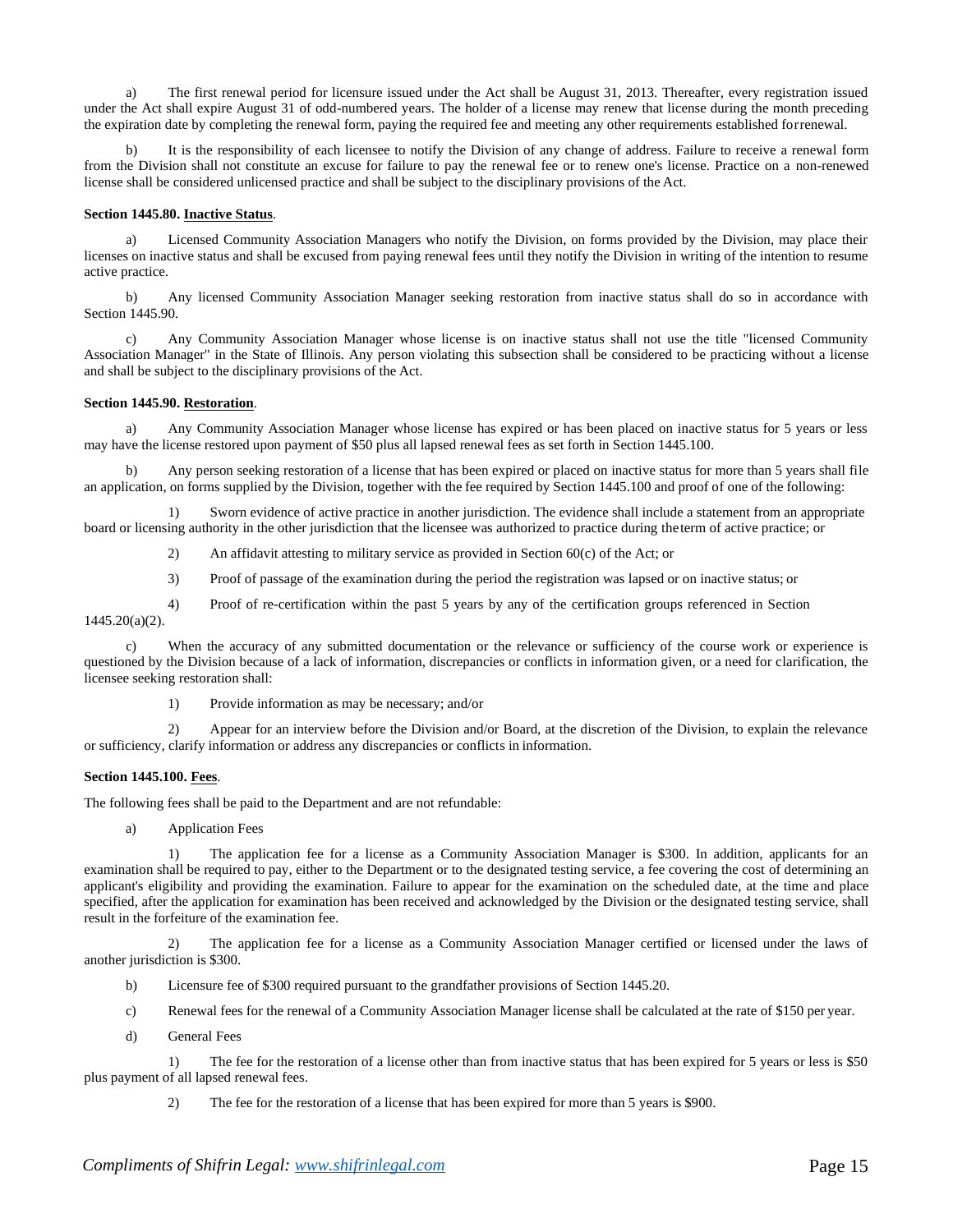a) The first renewal period for licensure issued under the Act shall be August 31, 2013. Thereafter, every registration issued under the Act shall expire August 31 of odd-numbered years. The holder of a license may renew that license during the month preceding the expiration date by completing the renewal form, paying the required fee and meeting any other requirements established for renewal.

b) It is the responsibility of each licensee to notify the Division of any change of address. Failure to receive a renewal form from the Division shall not constitute an excuse for failure to pay the renewal fee or to renew one's license. Practice on a non-renewed license shall be considered unlicensed practice and shall be subject to the disciplinary provisions of the Act.

**Section 1445.80. Inactive Status**.

a) Licensed Community Association Managers who notify the Division, on forms provided by the Division, may place their licenses on inactive status and shall be excused from paying renewal fees until they notify the Division in writing of the intention to resume active practice.

b) Any licensed Community Association Manager seeking restoration from inactive status shall do so in accordance with Section 1445.90.

c) Any Community Association Manager whose license is on inactive status shall not use the title "licensed Community Association Manager" in the State of Illinois. Any person violating this subsection shall be considered to be practicing without a license and shall be subject to the disciplinary provisions of the Act.

**Section 1445.90. Restoration**.

a) Any Community Association Manager whose license has expired or has been placed on inactive status for 5 years or less may have the license restored upon payment of $50 plus all lapsed renewal fees as set forth in Section 1445.100.

b) Any person seeking restoration of a license that has been expired or placed on inactive status for more than 5 years shall file an application, on forms supplied by the Division, together with the fee required by Section 1445.100 and proof of one of the following:

1) Sworn evidence of active practice in another jurisdiction. The evidence shall include a statement from an appropriate board or licensing authority in the other jurisdiction that the licensee was authorized to practice during the term of active practice; or

2) An affidavit attesting to military service as provided in Section 60(c) of the Act; or

3) Proof of passage of the examination during the period the registration was lapsed or on inactive status; or

4) Proof of re-certification within the past 5 years by any of the certification groups referenced in Section 1445.20(a)(2).

c) When the accuracy of any submitted documentation or the relevance or sufficiency of the course work or experience is questioned by the Division because of a lack of information, discrepancies or conflicts in information given, or a need for clarification, the licensee seeking restoration shall:

1) Provide information as may be necessary; and/or

2) Appear for an interview before the Division and/or Board, at the discretion of the Division, to explain the relevance or sufficiency, clarify information or address any discrepancies or conflicts in information.

**Section 1445.100. Fees**.

The following fees shall be paid to the Department and are not refundable:

a) Application Fees

1) The application fee for a license as a Community Association Manager is $300. In addition, applicants for an examination shall be required to pay, either to the Department or to the designated testing service, a fee covering the cost of determining an applicant's eligibility and providing the examination. Failure to appear for the examination on the scheduled date, at the time and place specified, after the application for examination has been received and acknowledged by the Division or the designated testing service, shall result in the forfeiture of the examination fee.

2) The application fee for a license as a Community Association Manager certified or licensed under the laws of another jurisdiction is $300.

b) Licensure fee of $300 required pursuant to the grandfather provisions of Section 1445.20.

c) Renewal fees for the renewal of a Community Association Manager license shall be calculated at the rate of $150 per year.

d) General Fees

1) The fee for the restoration of a license other than from inactive status that has been expired for 5 years or less is $50 plus payment of all lapsed renewal fees.

2) The fee for the restoration of a license that has been expired for more than 5 years is $900.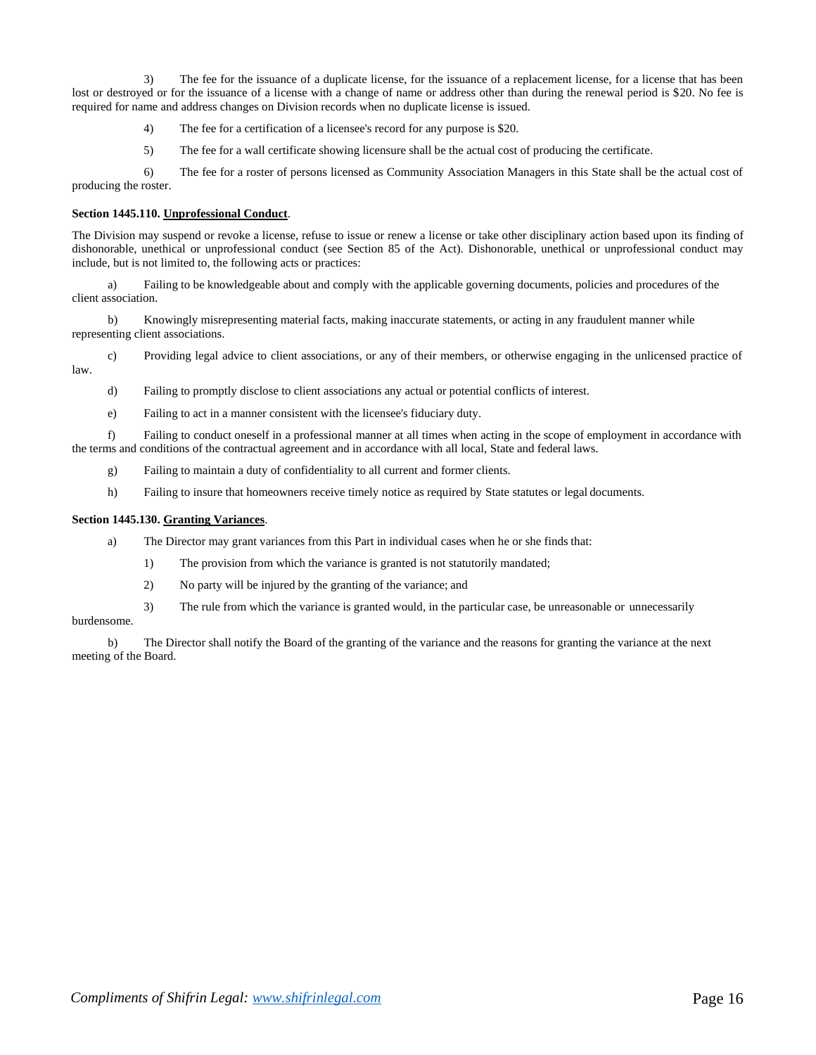3) The fee for the issuance of a duplicate license, for the issuance of a replacement license, for a license that has been lost or destroyed or for the issuance of a license with a change of name or address other than during the renewal period is $20. No fee is required for name and address changes on Division records when no duplicate license is issued.

4) The fee for a certification of a licensee's record for any purpose is $20.

5) The fee for a wall certificate showing licensure shall be the actual cost of producing the certificate.

6) The fee for a roster of persons licensed as Community Association Managers in this State shall be the actual cost of producing the roster.

**Section 1445.110. Unprofessional Conduct.**

The Division may suspend or revoke a license, refuse to issue or renew a license or take other disciplinary action based upon its finding of dishonorable, unethical or unprofessional conduct (see Section 85 of the Act). Dishonorable, unethical or unprofessional conduct may include, but is not limited to, the following acts or practices:

a) Failing to be knowledgeable about and comply with the applicable governing documents, policies and procedures of the client association.

b) Knowingly misrepresenting material facts, making inaccurate statements, or acting in any fraudulent manner while representing client associations.

c) Providing legal advice to client associations, or any of their members, or otherwise engaging in the unlicensed practice of law.

d) Failing to promptly disclose to client associations any actual or potential conflicts of interest.

e) Failing to act in a manner consistent with the licensee's fiduciary duty.

f) Failing to conduct oneself in a professional manner at all times when acting in the scope of employment in accordance with the terms and conditions of the contractual agreement and in accordance with all local, State and federal laws.

g) Failing to maintain a duty of confidentiality to all current and former clients.

h) Failing to insure that homeowners receive timely notice as required by State statutes or legal documents.

**Section 1445.130. Granting Variances.**

a) The Director may grant variances from this Part in individual cases when he or she finds that:

1) The provision from which the variance is granted is not statutorily mandated;

2) No party will be injured by the granting of the variance; and

3) The rule from which the variance is granted would, in the particular case, be unreasonable or unnecessarily burdensome.

b) The Director shall notify the Board of the granting of the variance and the reasons for granting the variance at the next meeting of the Board.